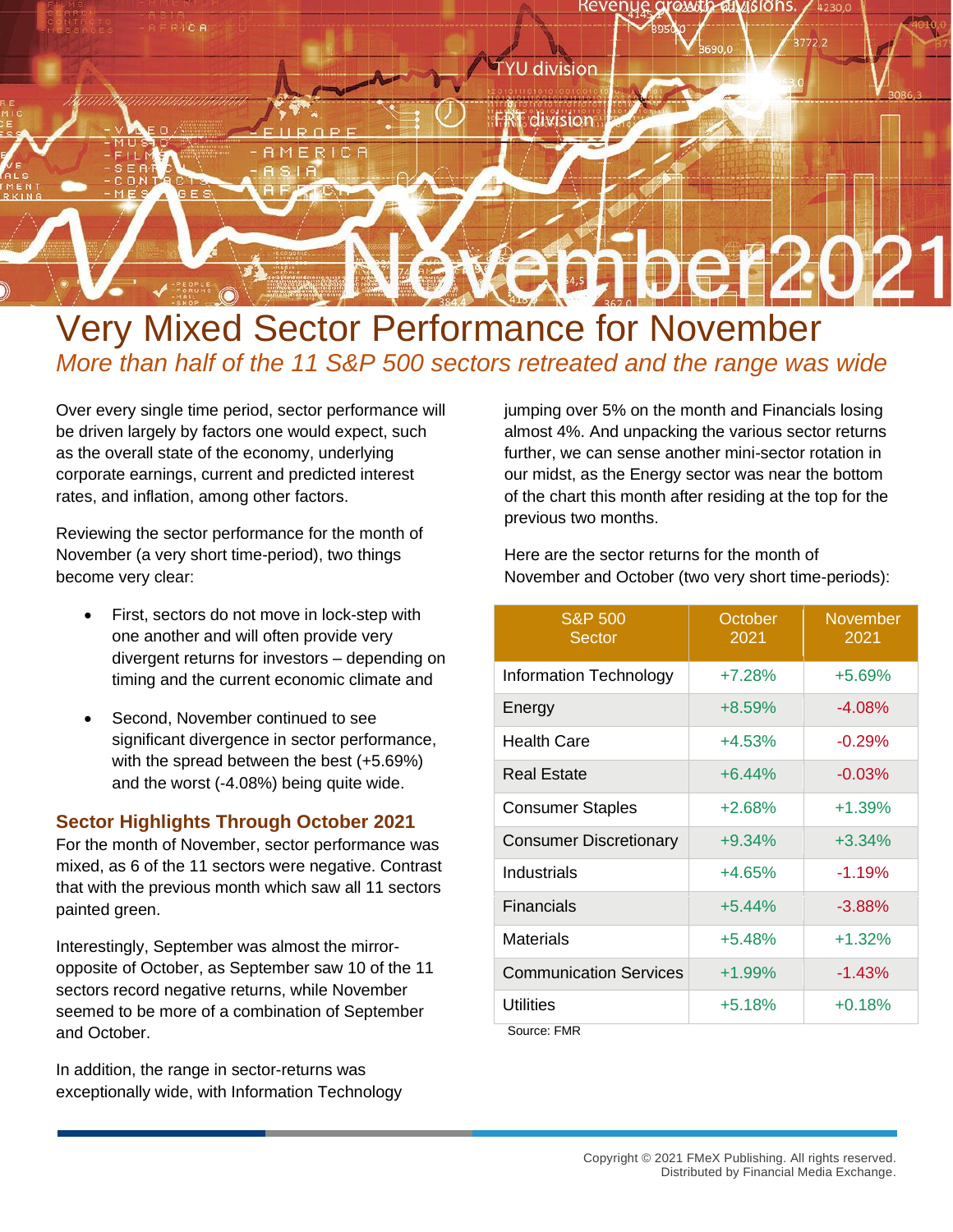# Very Mixed Sector Performance for November

*More than half of the 11 S&P 500 sectors retreated and the range was wide*

Over every single time period, sector performance will be driven largely by factors one would expect, such as the overall state of the economy, underlying corporate earnings, current and predicted interest rates, and inflation, among other factors.

Reviewing the sector performance for the month of November (a very short time-period), two things become very clear:

- First, sectors do not move in lock-step with one another and will often provide very divergent returns for investors – depending on timing and the current economic climate and
- Second, November continued to see significant divergence in sector performance, with the spread between the best (+5.69%) and the worst (-4.08%) being quite wide.

## Sector Highlights Through October 2021

For the month of November, sector performance was mixed, as 6 of the 11 sectors were negative. Contrast that with the previous month which saw all 11 sectors painted green.

Interestingly, September was almost the mirror-opposite of October, as September saw 10 of the 11 sectors record negative returns, while November seemed to be more of a combination of September and October.

In addition, the range in sector-returns was exceptionally wide, with Information Technology jumping over 5% on the month and Financials losing almost 4%. And unpacking the various sector returns further, we can sense another mini-sector rotation in our midst, as the Energy sector was near the bottom of the chart this month after residing at the top for the previous two months.

Here are the sector returns for the month of November and October (two very short time-periods):

| S&P 500 Sector | October 2021 | November 2021 |
|---|---|---|
| Information Technology | +7.28% | +5.69% |
| Energy | +8.59% | -4.08% |
| Health Care | +4.53% | -0.29% |
| Real Estate | +6.44% | -0.03% |
| Consumer Staples | +2.68% | +1.39% |
| Consumer Discretionary | +9.34% | +3.34% |
| Industrials | +4.65% | -1.19% |
| Financials | +5.44% | -3.88% |
| Materials | +5.48% | +1.32% |
| Communication Services | +1.99% | -1.43% |
| Utilities | +5.18% | +0.18% |

Source: FMR

Copyright © 2021 FMeX Publishing. All rights reserved.
Distributed by Financial Media Exchange.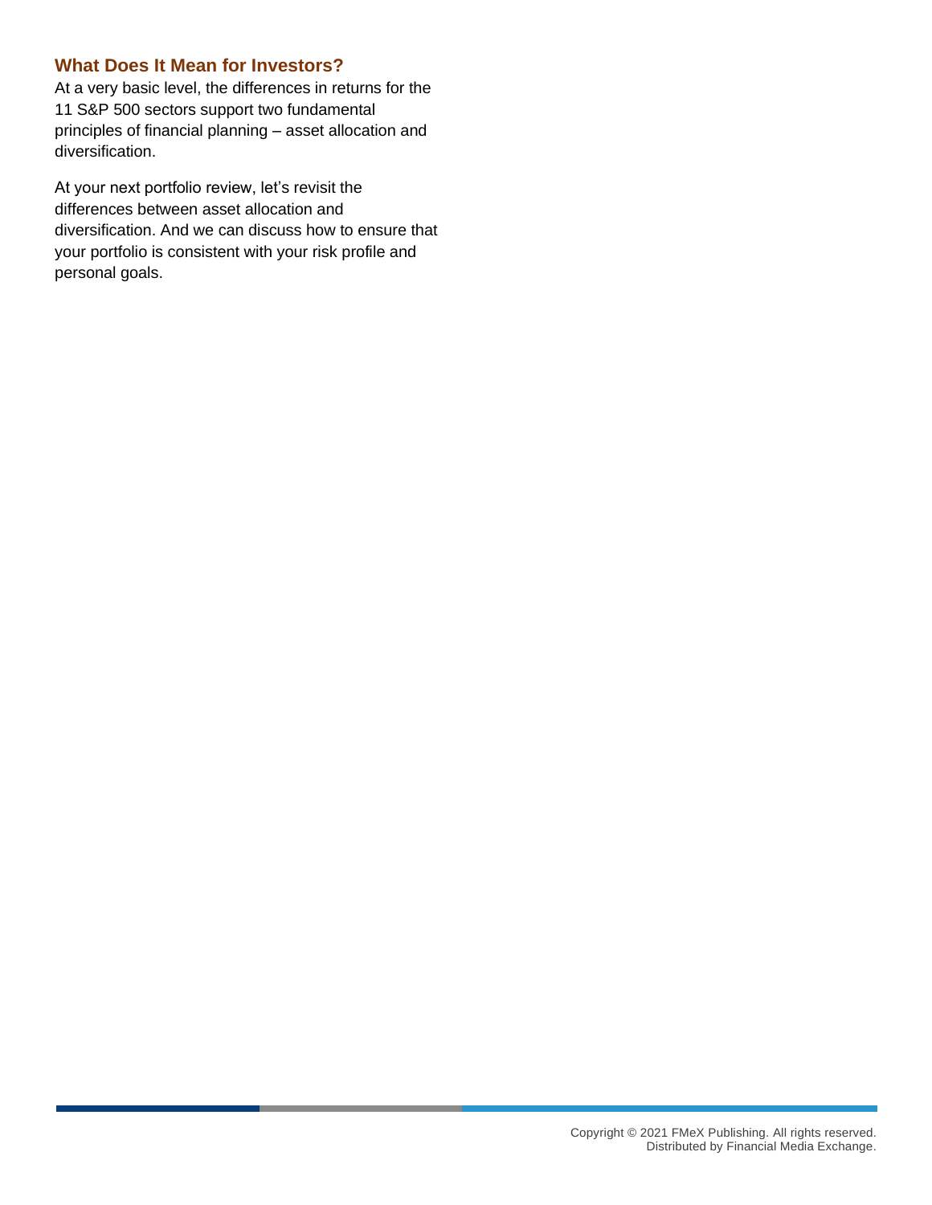## What Does It Mean for Investors?

At a very basic level, the differences in returns for the 11 S&P 500 sectors support two fundamental principles of financial planning – asset allocation and diversification.

At your next portfolio review, let's revisit the differences between asset allocation and diversification. And we can discuss how to ensure that your portfolio is consistent with your risk profile and personal goals.

Copyright © 2021 FMeX Publishing. All rights reserved.
Distributed by Financial Media Exchange.